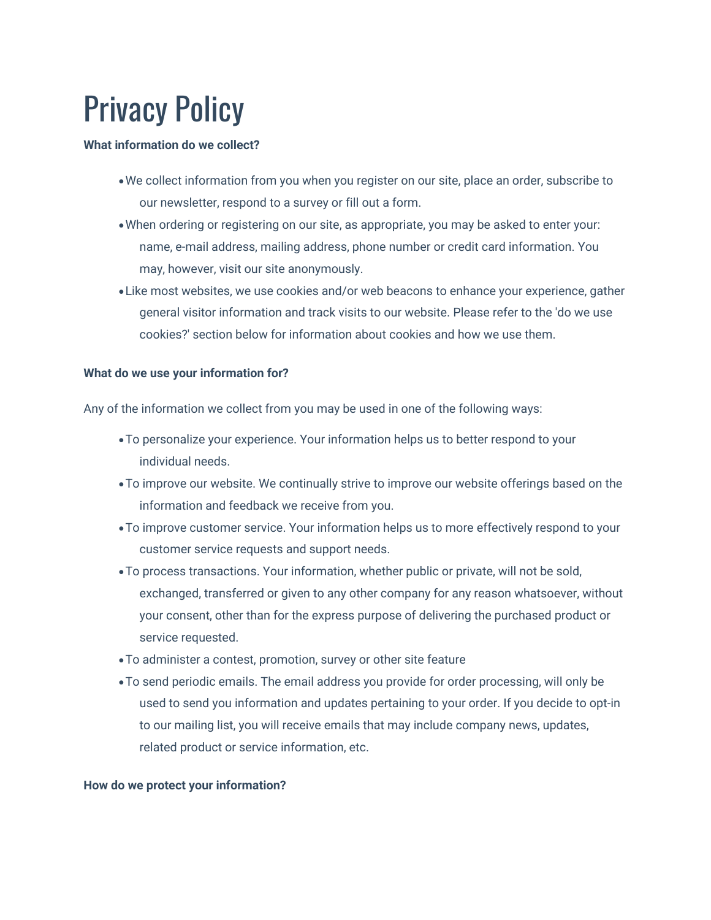# Privacy Policy

**What information do we collect?**

- We collect information from you when you register on our site, place an order, subscribe to our newsletter, respond to a survey or fill out a form.
- When ordering or registering on our site, as appropriate, you may be asked to enter your: name, e-mail address, mailing address, phone number or credit card information. You may, however, visit our site anonymously.
- Like most websites, we use cookies and/or web beacons to enhance your experience, gather general visitor information and track visits to our website. Please refer to the 'do we use cookies?' section below for information about cookies and how we use them.

**What do we use your information for?**

Any of the information we collect from you may be used in one of the following ways:

- To personalize your experience. Your information helps us to better respond to your individual needs.
- To improve our website. We continually strive to improve our website offerings based on the information and feedback we receive from you.
- To improve customer service. Your information helps us to more effectively respond to your customer service requests and support needs.
- To process transactions. Your information, whether public or private, will not be sold, exchanged, transferred or given to any other company for any reason whatsoever, without your consent, other than for the express purpose of delivering the purchased product or service requested.
- To administer a contest, promotion, survey or other site feature
- To send periodic emails. The email address you provide for order processing, will only be used to send you information and updates pertaining to your order. If you decide to opt-in to our mailing list, you will receive emails that may include company news, updates, related product or service information, etc.

**How do we protect your information?**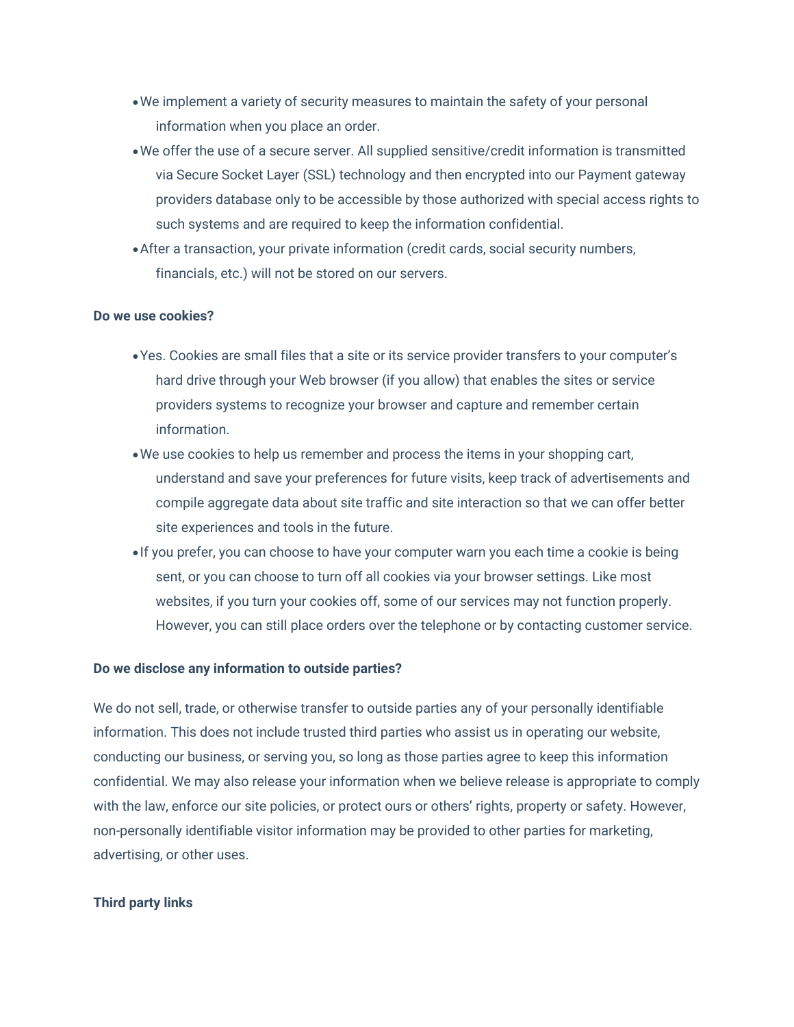- We implement a variety of security measures to maintain the safety of your personal information when you place an order.
- We offer the use of a secure server. All supplied sensitive/credit information is transmitted via Secure Socket Layer (SSL) technology and then encrypted into our Payment gateway providers database only to be accessible by those authorized with special access rights to such systems and are required to keep the information confidential.
- After a transaction, your private information (credit cards, social security numbers, financials, etc.) will not be stored on our servers.

**Do we use cookies?**

- Yes. Cookies are small files that a site or its service provider transfers to your computer's hard drive through your Web browser (if you allow) that enables the sites or service providers systems to recognize your browser and capture and remember certain information.
- We use cookies to help us remember and process the items in your shopping cart, understand and save your preferences for future visits, keep track of advertisements and compile aggregate data about site traffic and site interaction so that we can offer better site experiences and tools in the future.
- If you prefer, you can choose to have your computer warn you each time a cookie is being sent, or you can choose to turn off all cookies via your browser settings. Like most websites, if you turn your cookies off, some of our services may not function properly. However, you can still place orders over the telephone or by contacting customer service.

**Do we disclose any information to outside parties?**

We do not sell, trade, or otherwise transfer to outside parties any of your personally identifiable information. This does not include trusted third parties who assist us in operating our website, conducting our business, or serving you, so long as those parties agree to keep this information confidential. We may also release your information when we believe release is appropriate to comply with the law, enforce our site policies, or protect ours or others' rights, property or safety. However, non-personally identifiable visitor information may be provided to other parties for marketing, advertising, or other uses.

**Third party links**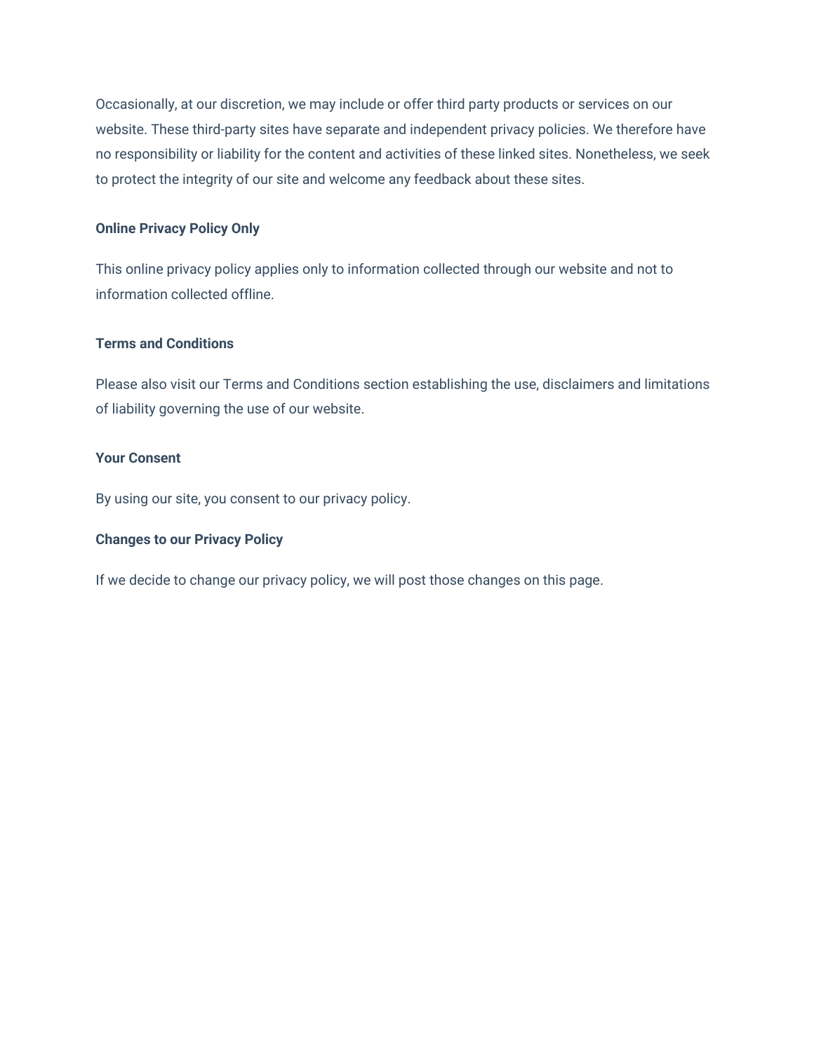Occasionally, at our discretion, we may include or offer third party products or services on our website. These third-party sites have separate and independent privacy policies. We therefore have no responsibility or liability for the content and activities of these linked sites. Nonetheless, we seek to protect the integrity of our site and welcome any feedback about these sites.

**Online Privacy Policy Only**

This online privacy policy applies only to information collected through our website and not to information collected offline.

**Terms and Conditions**

Please also visit our Terms and Conditions section establishing the use, disclaimers and limitations of liability governing the use of our website.

**Your Consent**

By using our site, you consent to our privacy policy.

**Changes to our Privacy Policy**

If we decide to change our privacy policy, we will post those changes on this page.